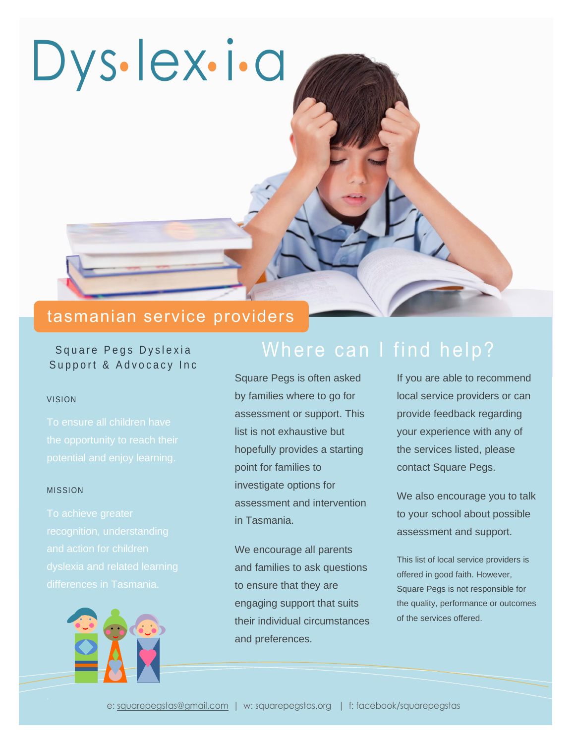# Dys·lex·i·a

## tasmanian service providers

Square Pegs Dyslexia Support & Advocacy Inc

VISION

To ensure all children have the opportunity to reach their potential and enjoy learning.

MISSION

To achieve greater recognition, understanding and action for children dyslexia and related learning differences in Tasmania.

## Where can I find help?

Square Pegs is often asked by families where to go for assessment or support. This list is not exhaustive but hopefully provides a starting point for families to investigate options for assessment and intervention in Tasmania.

We encourage all parents and families to ask questions to ensure that they are engaging support that suits their individual circumstances and preferences.

If you are able to recommend local service providers or can provide feedback regarding your experience with any of the services listed, please contact Square Pegs.

We also encourage you to talk to your school about possible assessment and support.

This list of local service providers is offered in good faith. However, Square Pegs is not responsible for the quality, performance or outcomes of the services offered.

e: squarepegstas@gmail.com | w: squarepegstas.org | f: facebook/squarepegstas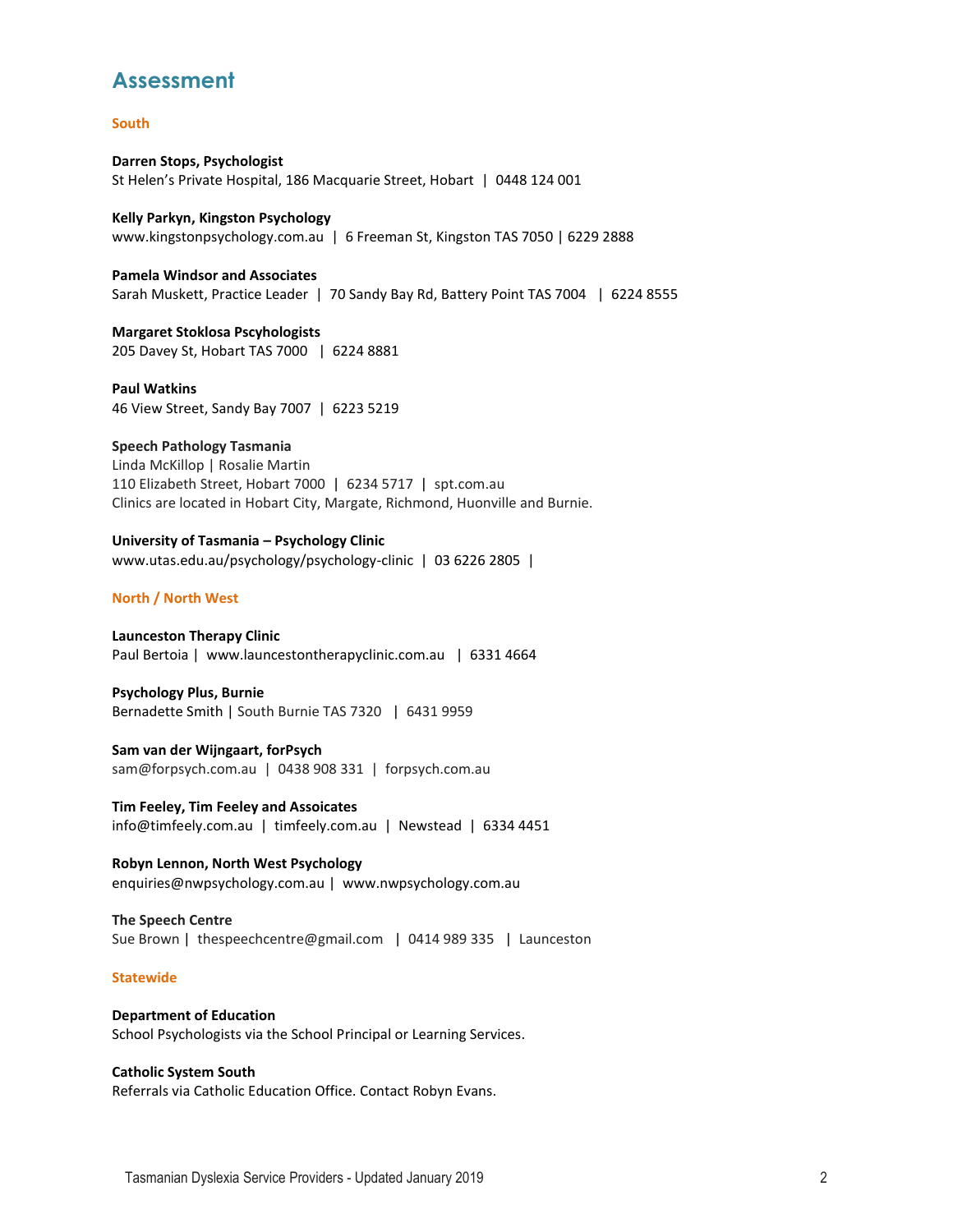# Assessment

## South

**Darren Stops, Psychologist**
St Helen's Private Hospital, 186 Macquarie Street, Hobart | 0448 124 001

**Kelly Parkyn, Kingston Psychology**
www.kingstonpsychology.com.au | 6 Freeman St, Kingston TAS 7050 | 6229 2888

**Pamela Windsor and Associates**
Sarah Muskett, Practice Leader | 70 Sandy Bay Rd, Battery Point TAS 7004 | 6224 8555

**Margaret Stoklosa Pscyhologists**
205 Davey St, Hobart TAS 7000 | 6224 8881

**Paul Watkins**
46 View Street, Sandy Bay 7007 | 6223 5219

**Speech Pathology Tasmania**
Linda McKillop | Rosalie Martin
110 Elizabeth Street, Hobart 7000 | 6234 5717 | spt.com.au
Clinics are located in Hobart City, Margate, Richmond, Huonville and Burnie.

**University of Tasmania – Psychology Clinic**
www.utas.edu.au/psychology/psychology-clinic | 03 6226 2805 |

## North / North West

**Launceston Therapy Clinic**
Paul Bertoia | www.launcestontherapyclinic.com.au | 6331 4664

**Psychology Plus, Burnie**
Bernadette Smith | South Burnie TAS 7320 | 6431 9959

**Sam van der Wijngaart, forPsych**
sam@forpsych.com.au | 0438 908 331 | forpsych.com.au

**Tim Feeley, Tim Feeley and Assoicates**
info@timfeely.com.au | timfeely.com.au | Newstead | 6334 4451

**Robyn Lennon, North West Psychology**
enquiries@nwpsychology.com.au | www.nwpsychology.com.au

**The Speech Centre**
Sue Brown | thespeechcentre@gmail.com | 0414 989 335 | Launceston

## Statewide

**Department of Education**
School Psychologists via the School Principal or Learning Services.

**Catholic System South**
Referrals via Catholic Education Office. Contact Robyn Evans.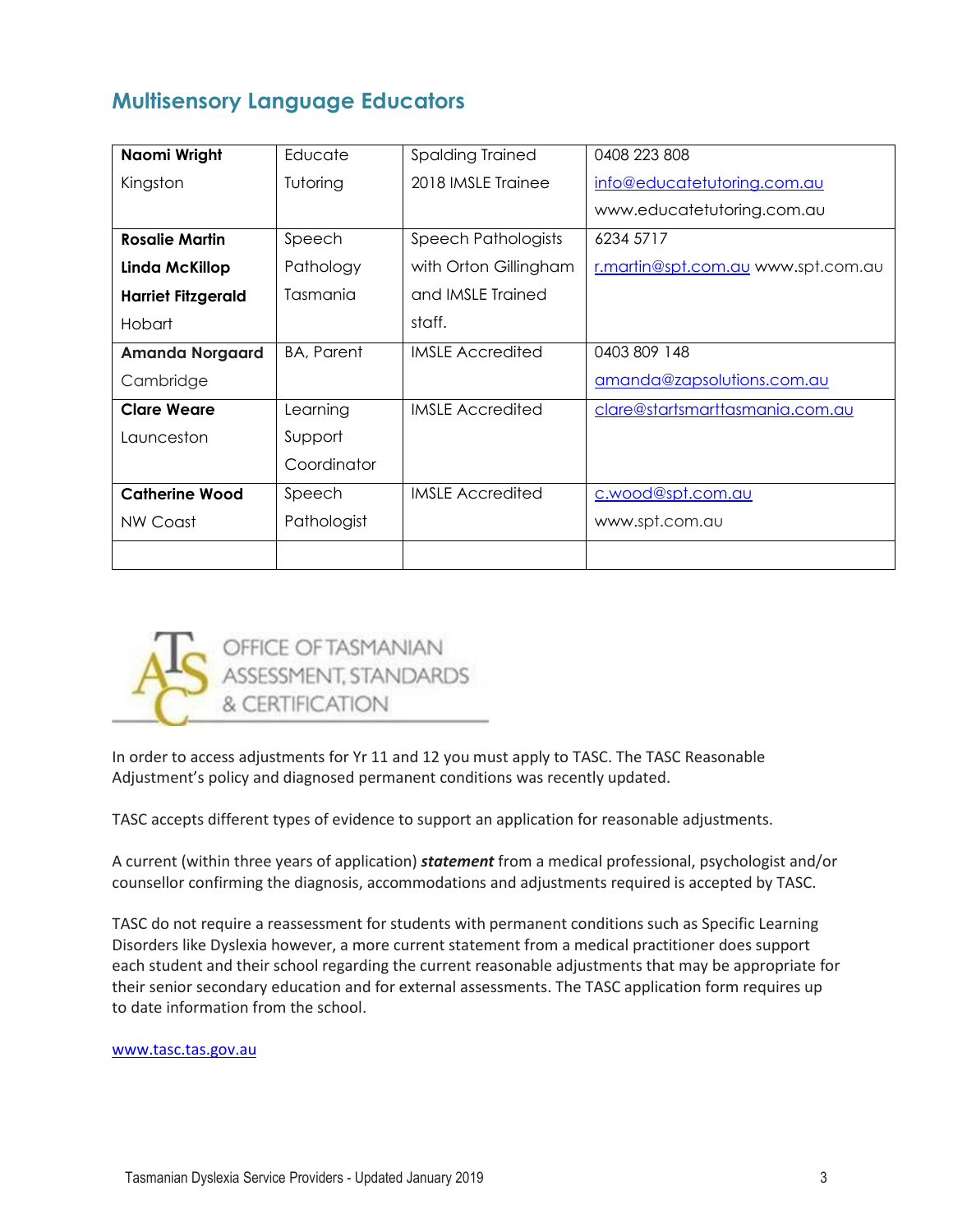## Multisensory Language Educators

| | | | |
|---|---|---|---|
| **Naomi Wright** Kingston | Educate Tutoring | Spalding Trained 2018 IMSLE Trainee | 0408 223 808 info@educatetutoring.com.au www.educatetutoring.com.au |
| **Rosalie Martin** **Linda McKillop** **Harriet Fitzgerald** Hobart | Speech Pathology Tasmania | Speech Pathologists with Orton Gillingham and IMSLE Trained staff. | 6234 5717 r.martin@spt.com.au www.spt.com.au |
| **Amanda Norgaard** Cambridge | BA, Parent | IMSLE Accredited | 0403 809 148 amanda@zapsolutions.com.au |
| **Clare Weare** Launceston | Learning Support Coordinator | IMSLE Accredited | clare@startsmarttasmania.com.au |
| **Catherine Wood** NW Coast | Speech Pathologist | IMSLE Accredited | c.wood@spt.com.au www.spt.com.au |
| | | | |

OFFICE OF TASMANIAN ASSESSMENT, STANDARDS & CERTIFICATION

In order to access adjustments for Yr 11 and 12 you must apply to TASC. The TASC Reasonable Adjustment's policy and diagnosed permanent conditions was recently updated.

TASC accepts different types of evidence to support an application for reasonable adjustments.

A current (within three years of application) ***statement*** from a medical professional, psychologist and/or counsellor confirming the diagnosis, accommodations and adjustments required is accepted by TASC.

TASC do not require a reassessment for students with permanent conditions such as Specific Learning Disorders like Dyslexia however, a more current statement from a medical practitioner does support each student and their school regarding the current reasonable adjustments that may be appropriate for their senior secondary education and for external assessments. The TASC application form requires up to date information from the school.

www.tasc.tas.gov.au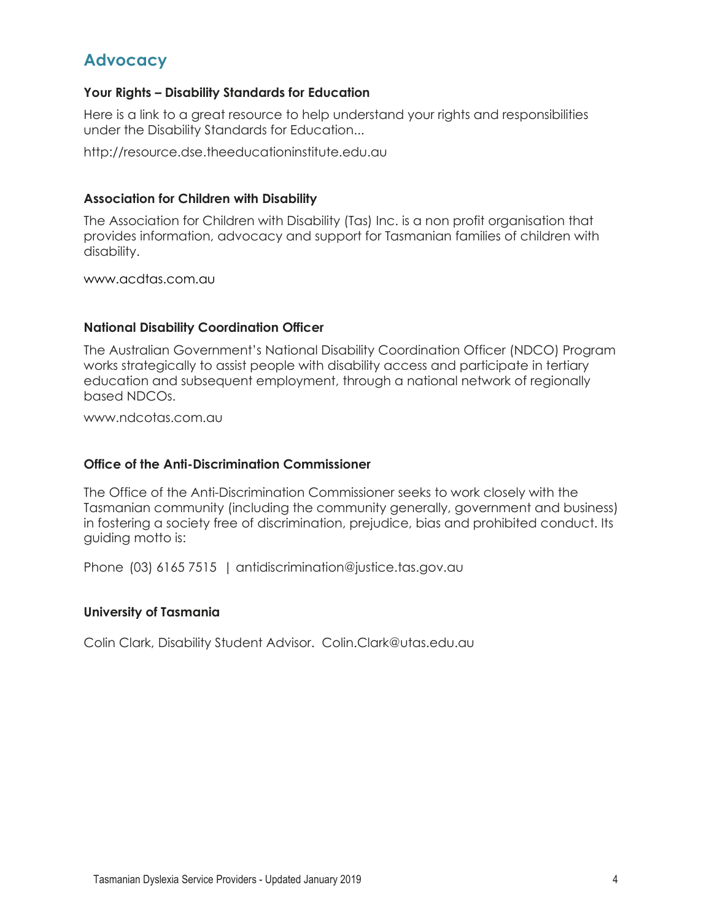## Advocacy

### Your Rights – Disability Standards for Education

Here is a link to a great resource to help understand your rights and responsibilities under the Disability Standards for Education...

http://resource.dse.theeducationinstitute.edu.au

### Association for Children with Disability

The Association for Children with Disability (Tas) Inc. is a non profit organisation that provides information, advocacy and support for Tasmanian families of children with disability.

www.acdtas.com.au

### National Disability Coordination Officer

The Australian Government's National Disability Coordination Officer (NDCO) Program works strategically to assist people with disability access and participate in tertiary education and subsequent employment, through a national network of regionally based NDCOs.

www.ndcotas.com.au

### Office of the Anti-Discrimination Commissioner

The Office of the Anti-Discrimination Commissioner seeks to work closely with the Tasmanian community (including the community generally, government and business) in fostering a society free of discrimination, prejudice, bias and prohibited conduct. Its guiding motto is:

Phone (03) 6165 7515 | antidiscrimination@justice.tas.gov.au

### University of Tasmania

Colin Clark, Disability Student Advisor. Colin.Clark@utas.edu.au